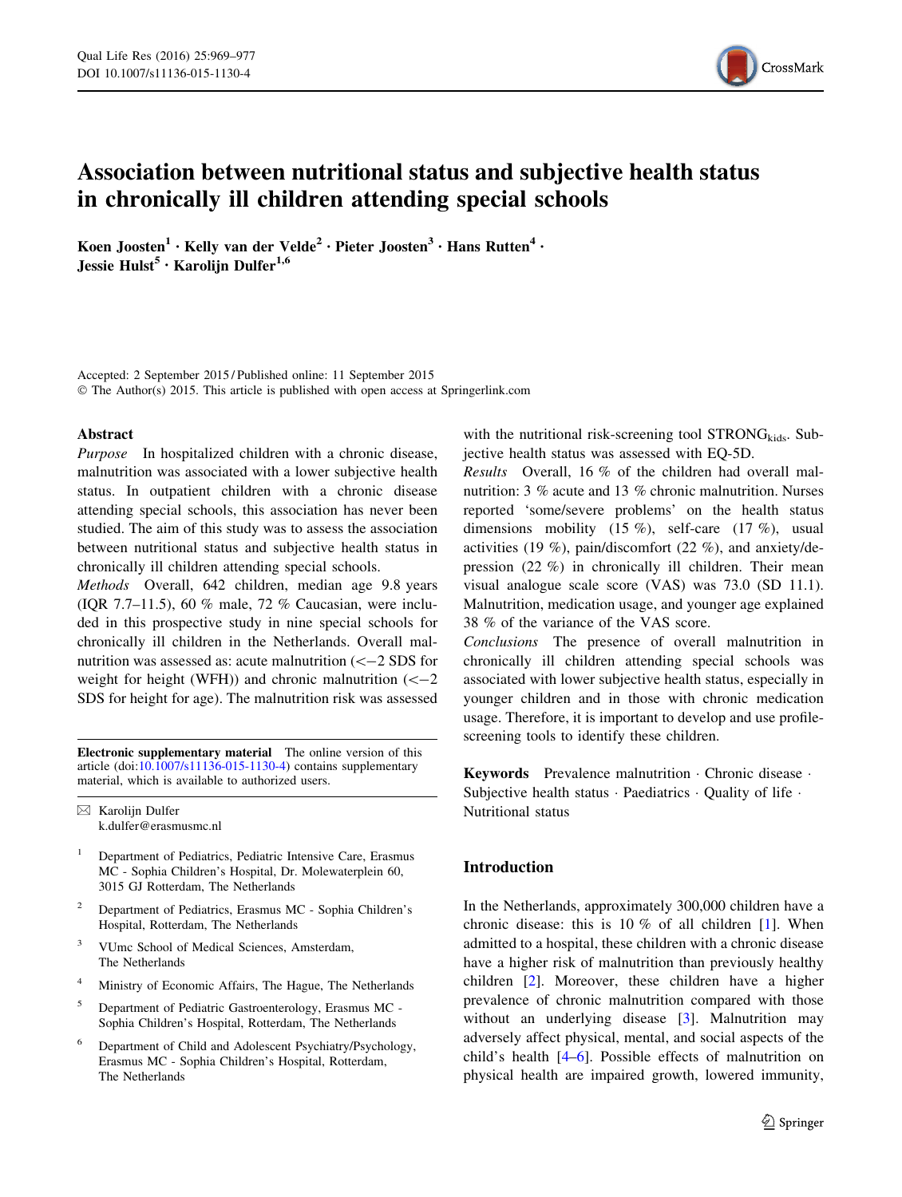# Association between nutritional status and subjective health status in chronically ill children attending special schools

**Koen Joosten[1] · Kelly van der Velde[2] · Pieter Joosten[3] · Hans Rutten[4] · Jessie Hulst[5] · Karolijn Dulfer[1,6]**

Accepted: 2 September 2015 / Published online: 11 September 2015
© The Author(s) 2015. This article is published with open access at Springerlink.com

## Abstract

*Purpose* In hospitalized children with a chronic disease, malnutrition was associated with a lower subjective health status. In outpatient children with a chronic disease attending special schools, this association has never been studied. The aim of this study was to assess the association between nutritional status and subjective health status in chronically ill children attending special schools.

*Methods* Overall, 642 children, median age 9.8 years (IQR 7.7–11.5), 60 % male, 72 % Caucasian, were included in this prospective study in nine special schools for chronically ill children in the Netherlands. Overall malnutrition was assessed as: acute malnutrition (<−2 SDS for weight for height (WFH)) and chronic malnutrition (<−2 SDS for height for age). The malnutrition risk was assessed with the nutritional risk-screening tool $STRONG_{kids}$. Subjective health status was assessed with EQ-5D.

*Results* Overall, 16 % of the children had overall malnutrition: 3 % acute and 13 % chronic malnutrition. Nurses reported 'some/severe problems' on the health status dimensions mobility (15 %), self-care (17 %), usual activities (19 %), pain/discomfort (22 %), and anxiety/depression (22 %) in chronically ill children. Their mean visual analogue scale score (VAS) was 73.0 (SD 11.1). Malnutrition, medication usage, and younger age explained 38 % of the variance of the VAS score.

*Conclusions* The presence of overall malnutrition in chronically ill children attending special schools was associated with lower subjective health status, especially in younger children and in those with chronic medication usage. Therefore, it is important to develop and use profile-screening tools to identify these children.

**Keywords** Prevalence malnutrition · Chronic disease · Subjective health status · Paediatrics · Quality of life · Nutritional status

**Electronic supplementary material** The online version of this article (doi:10.1007/s11136-015-1130-4) contains supplementary material, which is available to authorized users.

✉ Karolijn Dulfer
k.dulfer@erasmusmc.nl

[1] Department of Pediatrics, Pediatric Intensive Care, Erasmus MC - Sophia Children's Hospital, Dr. Molewaterplein 60, 3015 GJ Rotterdam, The Netherlands

[2] Department of Pediatrics, Erasmus MC - Sophia Children's Hospital, Rotterdam, The Netherlands

[3] VUmc School of Medical Sciences, Amsterdam, The Netherlands

[4] Ministry of Economic Affairs, The Hague, The Netherlands

[5] Department of Pediatric Gastroenterology, Erasmus MC - Sophia Children's Hospital, Rotterdam, The Netherlands

[6] Department of Child and Adolescent Psychiatry/Psychology, Erasmus MC - Sophia Children's Hospital, Rotterdam, The Netherlands

## Introduction

In the Netherlands, approximately 300,000 children have a chronic disease: this is 10 % of all children [1]. When admitted to a hospital, these children with a chronic disease have a higher risk of malnutrition than previously healthy children [2]. Moreover, these children have a higher prevalence of chronic malnutrition compared with those without an underlying disease [3]. Malnutrition may adversely affect physical, mental, and social aspects of the child's health [4–6]. Possible effects of malnutrition on physical health are impaired growth, lowered immunity,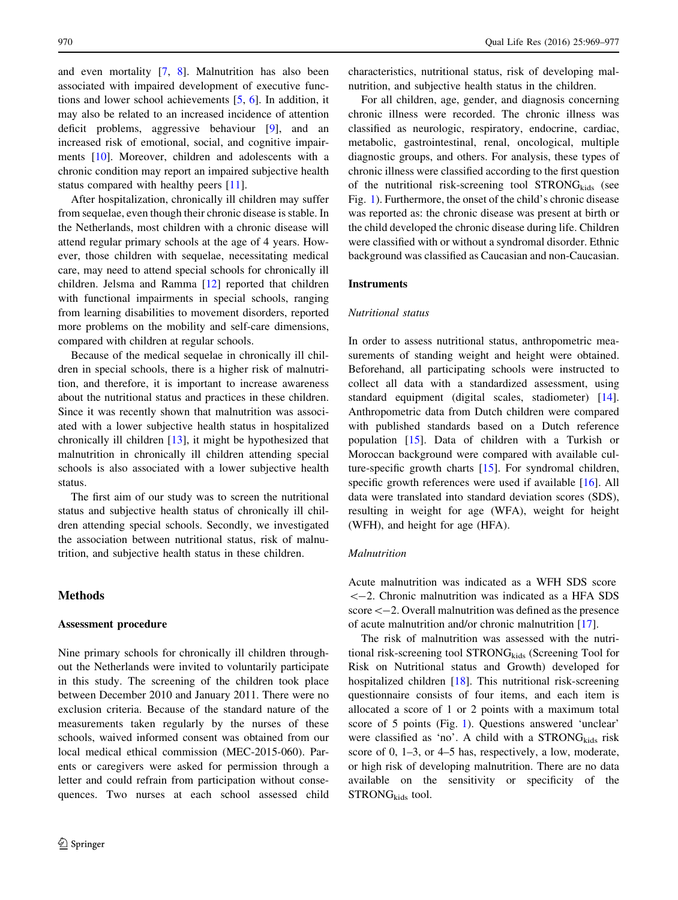and even mortality [7, 8]. Malnutrition has also been associated with impaired development of executive functions and lower school achievements [5, 6]. In addition, it may also be related to an increased incidence of attention deficit problems, aggressive behaviour [9], and an increased risk of emotional, social, and cognitive impairments [10]. Moreover, children and adolescents with a chronic condition may report an impaired subjective health status compared with healthy peers [11].

After hospitalization, chronically ill children may suffer from sequelae, even though their chronic disease is stable. In the Netherlands, most children with a chronic disease will attend regular primary schools at the age of 4 years. However, those children with sequelae, necessitating medical care, may need to attend special schools for chronically ill children. Jelsma and Ramma [12] reported that children with functional impairments in special schools, ranging from learning disabilities to movement disorders, reported more problems on the mobility and self-care dimensions, compared with children at regular schools.

Because of the medical sequelae in chronically ill children in special schools, there is a higher risk of malnutrition, and therefore, it is important to increase awareness about the nutritional status and practices in these children. Since it was recently shown that malnutrition was associated with a lower subjective health status in hospitalized chronically ill children [13], it might be hypothesized that malnutrition in chronically ill children attending special schools is also associated with a lower subjective health status.

The first aim of our study was to screen the nutritional status and subjective health status of chronically ill children attending special schools. Secondly, we investigated the association between nutritional status, risk of malnutrition, and subjective health status in these children.

## Methods

### Assessment procedure

Nine primary schools for chronically ill children throughout the Netherlands were invited to voluntarily participate in this study. The screening of the children took place between December 2010 and January 2011. There were no exclusion criteria. Because of the standard nature of the measurements taken regularly by the nurses of these schools, waived informed consent was obtained from our local medical ethical commission (MEC-2015-060). Parents or caregivers were asked for permission through a letter and could refrain from participation without consequences. Two nurses at each school assessed child characteristics, nutritional status, risk of developing malnutrition, and subjective health status in the children.

For all children, age, gender, and diagnosis concerning chronic illness were recorded. The chronic illness was classified as neurologic, respiratory, endocrine, cardiac, metabolic, gastrointestinal, renal, oncological, multiple diagnostic groups, and others. For analysis, these types of chronic illness were classified according to the first question of the nutritional risk-screening tool STRONG$_{kids}$ (see Fig. 1). Furthermore, the onset of the child's chronic disease was reported as: the chronic disease was present at birth or the child developed the chronic disease during life. Children were classified with or without a syndromal disorder. Ethnic background was classified as Caucasian and non-Caucasian.

### Instruments

#### *Nutritional status*

In order to assess nutritional status, anthropometric measurements of standing weight and height were obtained. Beforehand, all participating schools were instructed to collect all data with a standardized assessment, using standard equipment (digital scales, stadiometer) [14]. Anthropometric data from Dutch children were compared with published standards based on a Dutch reference population [15]. Data of children with a Turkish or Moroccan background were compared with available culture-specific growth charts [15]. For syndromal children, specific growth references were used if available [16]. All data were translated into standard deviation scores (SDS), resulting in weight for age (WFA), weight for height (WFH), and height for age (HFA).

#### *Malnutrition*

Acute malnutrition was indicated as a WFH SDS score $<-2$. Chronic malnutrition was indicated as a HFA SDS score $<-2$. Overall malnutrition was defined as the presence of acute malnutrition and/or chronic malnutrition [17].

The risk of malnutrition was assessed with the nutritional risk-screening tool STRONG$_{kids}$ (Screening Tool for Risk on Nutritional status and Growth) developed for hospitalized children [18]. This nutritional risk-screening questionnaire consists of four items, and each item is allocated a score of 1 or 2 points with a maximum total score of 5 points (Fig. 1). Questions answered 'unclear' were classified as 'no'. A child with a STRONG$_{kids}$ risk score of 0, 1–3, or 4–5 has, respectively, a low, moderate, or high risk of developing malnutrition. There are no data available on the sensitivity or specificity of the STRONG$_{kids}$ tool.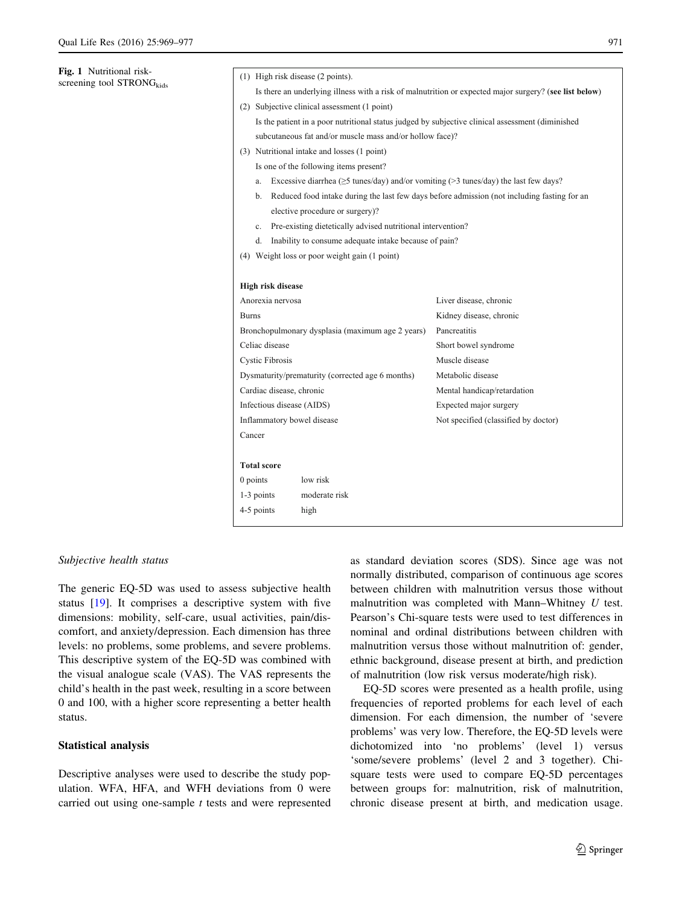**Fig. 1** Nutritional risk-screening tool STRONG$_{kids}$

(1) High risk disease (2 points).

Is there an underlying illness with a risk of malnutrition or expected major surgery? (**see list below**)

(2) Subjective clinical assessment (1 point)

Is the patient in a poor nutritional status judged by subjective clinical assessment (diminished subcutaneous fat and/or muscle mass and/or hollow face)?

(3) Nutritional intake and losses (1 point)

Is one of the following items present?

a. Excessive diarrhea (≥5 tunes/day) and/or vomiting (>3 tunes/day) the last few days?
b. Reduced food intake during the last few days before admission (not including fasting for an elective procedure or surgery)?
c. Pre-existing dietetically advised nutritional intervention?
d. Inability to consume adequate intake because of pain?

(4) Weight loss or poor weight gain (1 point)

**High risk disease**

| | |
|---|---|
| Anorexia nervosa | Liver disease, chronic |
| Burns | Kidney disease, chronic |
| Bronchopulmonary dysplasia (maximum age 2 years) | Pancreatitis |
| Celiac disease | Short bowel syndrome |
| Cystic Fibrosis | Muscle disease |
| Dysmaturity/prematurity (corrected age 6 months) | Metabolic disease |
| Cardiac disease, chronic | Mental handicap/retardation |
| Infectious disease (AIDS) | Expected major surgery |
| Inflammatory bowel disease | Not specified (classified by doctor) |
| Cancer | |

**Total score**

| | |
|---|---|
| 0 points | low risk |
| 1-3 points | moderate risk |
| 4-5 points | high |

*Subjective health status*

The generic EQ-5D was used to assess subjective health status [19]. It comprises a descriptive system with five dimensions: mobility, self-care, usual activities, pain/discomfort, and anxiety/depression. Each dimension has three levels: no problems, some problems, and severe problems. This descriptive system of the EQ-5D was combined with the visual analogue scale (VAS). The VAS represents the child's health in the past week, resulting in a score between 0 and 100, with a higher score representing a better health status.

### Statistical analysis

Descriptive analyses were used to describe the study population. WFA, HFA, and WFH deviations from 0 were carried out using one-sample *t* tests and were represented as standard deviation scores (SDS). Since age was not normally distributed, comparison of continuous age scores between children with malnutrition versus those without malnutrition was completed with Mann–Whitney *U* test. Pearson's Chi-square tests were used to test differences in nominal and ordinal distributions between children with malnutrition versus those without malnutrition of: gender, ethnic background, disease present at birth, and prediction of malnutrition (low risk versus moderate/high risk).

EQ-5D scores were presented as a health profile, using frequencies of reported problems for each level of each dimension. For each dimension, the number of 'severe problems' was very low. Therefore, the EQ-5D levels were dichotomized into 'no problems' (level 1) versus 'some/severe problems' (level 2 and 3 together). Chi-square tests were used to compare EQ-5D percentages between groups for: malnutrition, risk of malnutrition, chronic disease present at birth, and medication usage.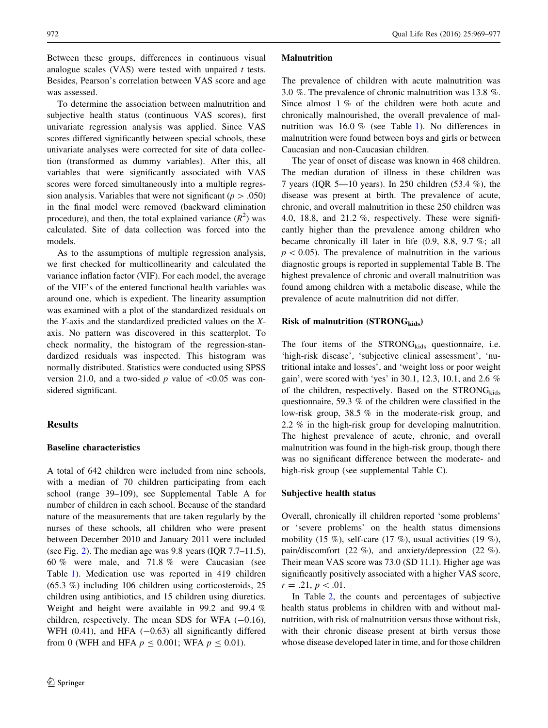Between these groups, differences in continuous visual analogue scales (VAS) were tested with unpaired $t$ tests. Besides, Pearson's correlation between VAS score and age was assessed.

To determine the association between malnutrition and subjective health status (continuous VAS scores), first univariate regression analysis was applied. Since VAS scores differed significantly between special schools, these univariate analyses were corrected for site of data collection (transformed as dummy variables). After this, all variables that were significantly associated with VAS scores were forced simultaneously into a multiple regression analysis. Variables that were not significant ($p > .050$) in the final model were removed (backward elimination procedure), and then, the total explained variance ($R^2$) was calculated. Site of data collection was forced into the models.

As to the assumptions of multiple regression analysis, we first checked for multicollinearity and calculated the variance inflation factor (VIF). For each model, the average of the VIF's of the entered functional health variables was around one, which is expedient. The linearity assumption was examined with a plot of the standardized residuals on the $Y$-axis and the standardized predicted values on the $X$-axis. No pattern was discovered in this scatterplot. To check normality, the histogram of the regression-standardized residuals was inspected. This histogram was normally distributed. Statistics were conducted using SPSS version 21.0, and a two-sided $p$ value of $<0.05$ was considered significant.

## Results

### Baseline characteristics

A total of 642 children were included from nine schools, with a median of 70 children participating from each school (range 39–109), see Supplemental Table A for number of children in each school. Because of the standard nature of the measurements that are taken regularly by the nurses of these schools, all children who were present between December 2010 and January 2011 were included (see Fig. 2). The median age was 9.8 years (IQR 7.7–11.5), 60 % were male, and 71.8 % were Caucasian (see Table 1). Medication use was reported in 419 children (65.3 %) including 106 children using corticosteroids, 25 children using antibiotics, and 15 children using diuretics. Weight and height were available in 99.2 and 99.4 % children, respectively. The mean SDS for WFA (−0.16), WFH (0.41), and HFA (−0.63) all significantly differed from 0 (WFH and HFA $p \leq 0.001$; WFA $p \leq 0.01$).

### Malnutrition

The prevalence of children with acute malnutrition was 3.0 %. The prevalence of chronic malnutrition was 13.8 %. Since almost 1 % of the children were both acute and chronically malnourished, the overall prevalence of malnutrition was 16.0 % (see Table 1). No differences in malnutrition were found between boys and girls or between Caucasian and non-Caucasian children.

The year of onset of disease was known in 468 children. The median duration of illness in these children was 7 years (IQR 5—10 years). In 250 children (53.4 %), the disease was present at birth. The prevalence of acute, chronic, and overall malnutrition in these 250 children was 4.0, 18.8, and 21.2 %, respectively. These were significantly higher than the prevalence among children who became chronically ill later in life (0.9, 8.8, 9.7 %; all $p < 0.05$). The prevalence of malnutrition in the various diagnostic groups is reported in supplemental Table B. The highest prevalence of chronic and overall malnutrition was found among children with a metabolic disease, while the prevalence of acute malnutrition did not differ.

### Risk of malnutrition (STRONG$_{\text{kids}}$)

The four items of the STRONG$_{\text{kids}}$ questionnaire, i.e. 'high-risk disease', 'subjective clinical assessment', 'nutritional intake and losses', and 'weight loss or poor weight gain', were scored with 'yes' in 30.1, 12.3, 10.1, and 2.6 % of the children, respectively. Based on the STRONG$_{\text{kids}}$ questionnaire, 59.3 % of the children were classified in the low-risk group, 38.5 % in the moderate-risk group, and 2.2 % in the high-risk group for developing malnutrition. The highest prevalence of acute, chronic, and overall malnutrition was found in the high-risk group, though there was no significant difference between the moderate- and high-risk group (see supplemental Table C).

### Subjective health status

Overall, chronically ill children reported 'some problems' or 'severe problems' on the health status dimensions mobility (15 %), self-care (17 %), usual activities (19 %), pain/discomfort (22 %), and anxiety/depression (22 %). Their mean VAS score was 73.0 (SD 11.1). Higher age was significantly positively associated with a higher VAS score, $r = .21$, $p < .01$.

In Table 2, the counts and percentages of subjective health status problems in children with and without malnutrition, with risk of malnutrition versus those without risk, with their chronic disease present at birth versus those whose disease developed later in time, and for those children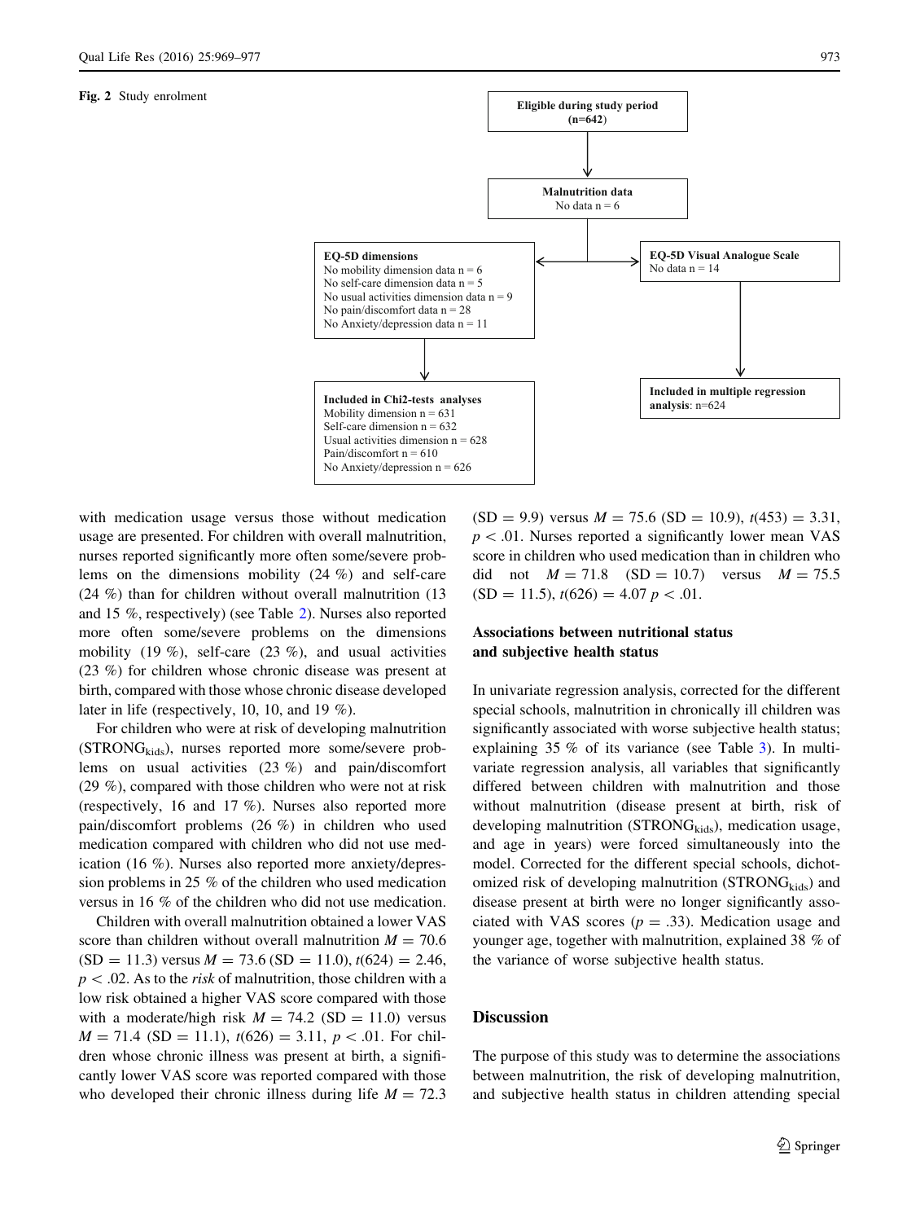Fig. 2 Study enrolment

**Eligible during study period (n=642)**

**Malnutrition data**
No data n = 6

**EQ-5D dimensions**
No mobility dimension data n = 6
No self-care dimension data n = 5
No usual activities dimension data n = 9
No pain/discomfort data n = 28
No Anxiety/depression data n = 11

**EQ-5D Visual Analogue Scale**
No data n = 14

**Included in Chi2-tests analyses**
Mobility dimension n = 631
Self-care dimension n = 632
Usual activities dimension n = 628
Pain/discomfort n = 610
No Anxiety/depression n = 626

**Included in multiple regression analysis**: n=624

with medication usage versus those without medication usage are presented. For children with overall malnutrition, nurses reported significantly more often some/severe problems on the dimensions mobility (24 %) and self-care (24 %) than for children without overall malnutrition (13 and 15 %, respectively) (see Table 2). Nurses also reported more often some/severe problems on the dimensions mobility (19 %), self-care (23 %), and usual activities (23 %) for children whose chronic disease was present at birth, compared with those whose chronic disease developed later in life (respectively, 10, 10, and 19 %).

For children who were at risk of developing malnutrition ($STRONG_{kids}$), nurses reported more some/severe problems on usual activities (23 %) and pain/discomfort (29 %), compared with those children who were not at risk (respectively, 16 and 17 %). Nurses also reported more pain/discomfort problems (26 %) in children who used medication compared with children who did not use medication (16 %). Nurses also reported more anxiety/depression problems in 25 % of the children who used medication versus in 16 % of the children who did not use medication.

Children with overall malnutrition obtained a lower VAS score than children without overall malnutrition $M = 70.6$ (SD = 11.3) versus $M = 73.6$ (SD = 11.0), $t(624) = 2.46$, $p < .02$. As to the *risk* of malnutrition, those children with a low risk obtained a higher VAS score compared with those with a moderate/high risk $M = 74.2$ (SD = 11.0) versus $M = 71.4$ (SD = 11.1), $t(626) = 3.11$, $p < .01$. For children whose chronic illness was present at birth, a significantly lower VAS score was reported compared with those who developed their chronic illness during life $M = 72.3$ (SD = 9.9) versus $M = 75.6$ (SD = 10.9), $t(453) = 3.31$, $p < .01$. Nurses reported a significantly lower mean VAS score in children who used medication than in children who did not $M = 71.8$ (SD = 10.7) versus $M = 75.5$ (SD = 11.5), $t(626) = 4.07$ $p < .01$.

### Associations between nutritional status and subjective health status

In univariate regression analysis, corrected for the different special schools, malnutrition in chronically ill children was significantly associated with worse subjective health status; explaining 35 % of its variance (see Table 3). In multivariate regression analysis, all variables that significantly differed between children with malnutrition and those without malnutrition (disease present at birth, risk of developing malnutrition ($STRONG_{kids}$), medication usage, and age in years) were forced simultaneously into the model. Corrected for the different special schools, dichotomized risk of developing malnutrition ($STRONG_{kids}$) and disease present at birth were no longer significantly associated with VAS scores ($p = .33$). Medication usage and younger age, together with malnutrition, explained 38 % of the variance of worse subjective health status.

## Discussion

The purpose of this study was to determine the associations between malnutrition, the risk of developing malnutrition, and subjective health status in children attending special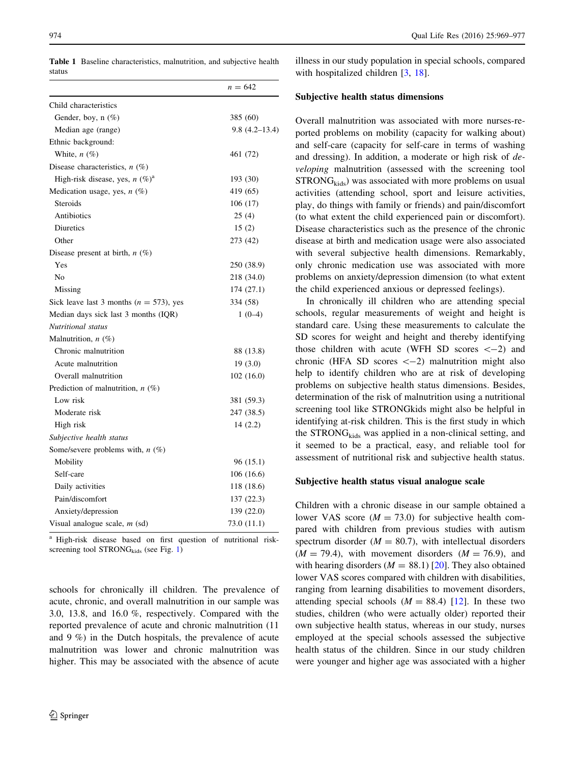**Table 1** Baseline characteristics, malnutrition, and subjective health status

| | $n = 642$ |
|---|---|
| Child characteristics | |
| Gender, boy, n (%) | 385 (60) |
| Median age (range) | 9.8 (4.2–13.4) |
| Ethnic background: | |
| White, *n* (%) | 461 (72) |
| Disease characteristics, *n* (%) | |
| High-risk disease, yes, *n* (%)[a] | 193 (30) |
| Medication usage, yes, *n* (%) | 419 (65) |
| Steroids | 106 (17) |
| Antibiotics | 25 (4) |
| Diuretics | 15 (2) |
| Other | 273 (42) |
| Disease present at birth, *n* (%) | |
| Yes | 250 (38.9) |
| No | 218 (34.0) |
| Missing | 174 (27.1) |
| Sick leave last 3 months ($n = 573$), yes | 334 (58) |
| Median days sick last 3 months (IQR) | 1 (0–4) |
| *Nutritional status* | |
| Malnutrition, *n* (%) | |
| Chronic malnutrition | 88 (13.8) |
| Acute malnutrition | 19 (3.0) |
| Overall malnutrition | 102 (16.0) |
| Prediction of malnutrition, *n* (%) | |
| Low risk | 381 (59.3) |
| Moderate risk | 247 (38.5) |
| High risk | 14 (2.2) |
| *Subjective health status* | |
| Some/severe problems with, *n* (%) | |
| Mobility | 96 (15.1) |
| Self-care | 106 (16.6) |
| Daily activities | 118 (18.6) |
| Pain/discomfort | 137 (22.3) |
| Anxiety/depression | 139 (22.0) |
| Visual analogue scale, *m* (sd) | 73.0 (11.1) |

[a] High-risk disease based on first question of nutritional risk-screening tool $STRONG_{kids}$ (see Fig. 1)

schools for chronically ill children. The prevalence of acute, chronic, and overall malnutrition in our sample was 3.0, 13.8, and 16.0 %, respectively. Compared with the reported prevalence of acute and chronic malnutrition (11 and 9 %) in the Dutch hospitals, the prevalence of acute malnutrition was lower and chronic malnutrition was higher. This may be associated with the absence of acute illness in our study population in special schools, compared with hospitalized children [3, 18].

### Subjective health status dimensions

Overall malnutrition was associated with more nurses-reported problems on mobility (capacity for walking about) and self-care (capacity for self-care in terms of washing and dressing). In addition, a moderate or high risk of *developing* malnutrition (assessed with the screening tool $STRONG_{kids}$) was associated with more problems on usual activities (attending school, sport and leisure activities, play, do things with family or friends) and pain/discomfort (to what extent the child experienced pain or discomfort). Disease characteristics such as the presence of the chronic disease at birth and medication usage were also associated with several subjective health dimensions. Remarkably, only chronic medication use was associated with more problems on anxiety/depression dimension (to what extent the child experienced anxious or depressed feelings).

In chronically ill children who are attending special schools, regular measurements of weight and height is standard care. Using these measurements to calculate the SD scores for weight and height and thereby identifying those children with acute (WFH SD scores $<-2$) and chronic (HFA SD scores $<-2$) malnutrition might also help to identify children who are at risk of developing problems on subjective health status dimensions. Besides, determination of the risk of malnutrition using a nutritional screening tool like STRONGkids might also be helpful in identifying at-risk children. This is the first study in which the $STRONG_{kids}$ was applied in a non-clinical setting, and it seemed to be a practical, easy, and reliable tool for assessment of nutritional risk and subjective health status.

### Subjective health status visual analogue scale

Children with a chronic disease in our sample obtained a lower VAS score ($M = 73.0$) for subjective health compared with children from previous studies with autism spectrum disorder ($M = 80.7$), with intellectual disorders ($M = 79.4$), with movement disorders ($M = 76.9$), and with hearing disorders ($M = 88.1$) [20]. They also obtained lower VAS scores compared with children with disabilities, ranging from learning disabilities to movement disorders, attending special schools ($M = 88.4$) [12]. In these two studies, children (who were actually older) reported their own subjective health status, whereas in our study, nurses employed at the special schools assessed the subjective health status of the children. Since in our study children were younger and higher age was associated with a higher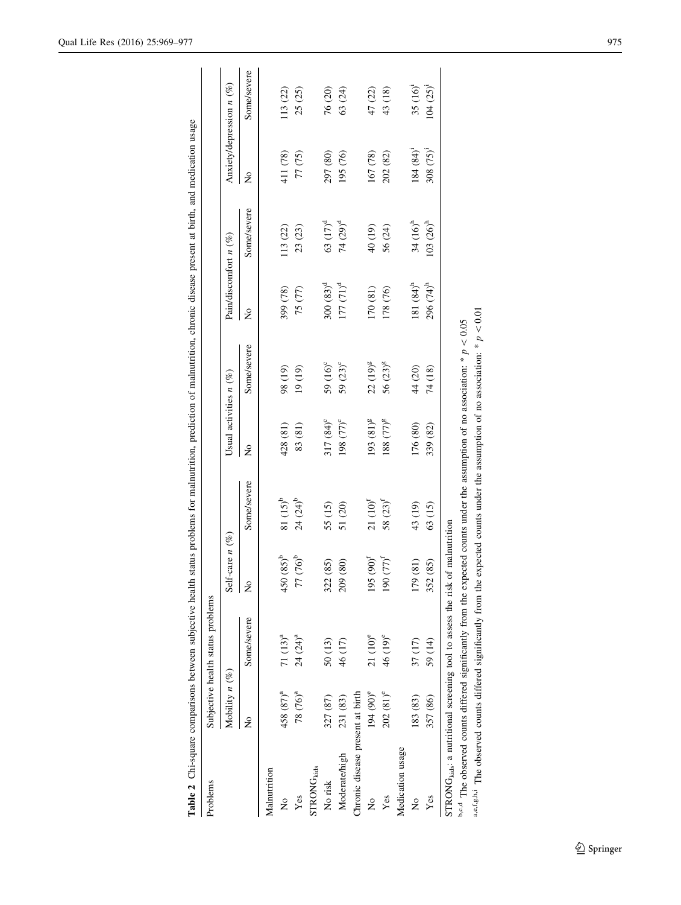**Table 2** Chi-square comparisons between subjective health status problems for malnutrition, prediction of malnutrition, chronic disease present at birth, and medication usage

| Problems | Subjective health status problems | | | | | | | | | |
|---|---|---|---|---|---|---|---|---|---|---|
| | Mobility *n* (%) | | Self-care *n* (%) | | Usual activities *n* (%) | | Pain/discomfort *n* (%) | | Anxiety/depression *n* (%) | |
| | No | Some/severe | No | Some/severe | No | Some/severe | No | Some/severe | No | Some/severe |
| Malnutrition | | | | | | | | | | |
| No | 458 (87)[a] | 71 (13)[a] | 450 (85)[b] | 81 (15)[b] | 428 (81) | 98 (19) | 399 (78) | 113 (22) | 411 (78) | 113 (22) |
| Yes | 78 (76)[a] | 24 (24)[a] | 77 (76)[b] | 24 (24)[b] | 83 (81) | 19 (19) | 75 (77) | 23 (23) | 77 (75) | 25 (25) |
| $STRONG_{kids}$ | | | | | | | | | | |
| No risk | 327 (87) | 50 (13) | 322 (85) | 55 (15) | 317 (84)[c] | 59 (16)[c] | 300 (83)[d] | 63 (17)[d] | 297 (80) | 76 (20) |
| Moderate/high | 231 (83) | 46 (17) | 209 (80) | 51 (20) | 198 (77)[c] | 59 (23)[c] | 177 (71)[d] | 74 (29)[d] | 195 (76) | 63 (24) |
| Chronic disease present at birth | | | | | | | | | | |
| No | 194 (90)[e] | 21 (10)[e] | 195 (90)[f] | 21 (10)[f] | 193 (81)[g] | 22 (19)[g] | 170 (81) | 40 (19) | 167 (78) | 47 (22) |
| Yes | 202 (81)[e] | 46 (19)[e] | 190 (77)[f] | 58 (23)[f] | 188 (77)[g] | 56 (23)[g] | 178 (76) | 56 (24) | 202 (82) | 43 (18) |
| Medication usage | | | | | | | | | | |
| No | 183 (83) | 37 (17) | 179 (81) | 43 (19) | 176 (80) | 44 (20) | 181 (84)[h] | 34 (16)[h] | 184 (84)[i] | 35 (16)[i] |
| Yes | 357 (86) | 59 (14) | 352 (85) | 63 (15) | 339 (82) | 74 (18) | 296 (74)[h] | 103 (26)[h] | 308 (75)[i] | 104 (25)[i] |

$STRONG_{kids}$: a nutritional screening tool to assess the risk of malnutrition

[b,c,d] The observed counts differed significantly from the expected counts under the assumption of no association: * $p < 0.05$

[a,e,f,g,h,i] The observed counts differed significantly from the expected counts under the assumption of no association: * $p < 0.01$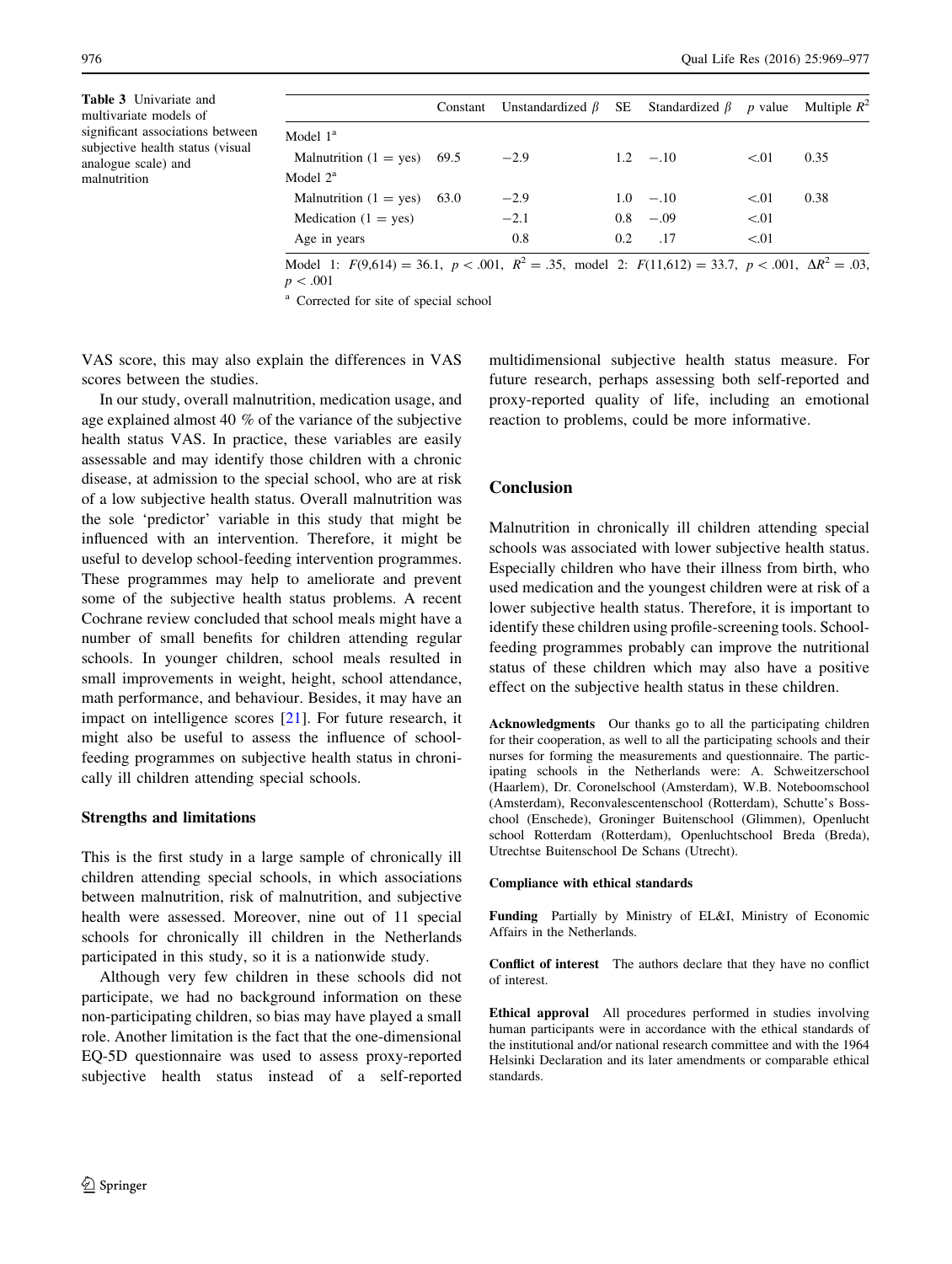**Table 3** Univariate and multivariate models of significant associations between subjective health status (visual analogue scale) and malnutrition

| | Constant | Unstandardized $\beta$ | SE | Standardized $\beta$ | $p$ value | Multiple $R^2$ |
|---|---|---|---|---|---|---|
| Model 1[a] | | | | | | |
| Malnutrition (1 = yes) | 69.5 | −2.9 | 1.2 | −.10 | <.01 | 0.35 |
| Model 2[a] | | | | | | |
| Malnutrition (1 = yes) | 63.0 | −2.9 | 1.0 | −.10 | <.01 | 0.38 |
| Medication (1 = yes) | | −2.1 | 0.8 | −.09 | <.01 | |
| Age in years | | 0.8 | 0.2 | .17 | <.01 | |

Model 1: $F(9,614) = 36.1$, $p < .001$, $R^2 = .35$, model 2: $F(11,612) = 33.7$, $p < .001$, $\Delta R^2 = .03$, $p < .001$

[a] Corrected for site of special school

VAS score, this may also explain the differences in VAS scores between the studies.

In our study, overall malnutrition, medication usage, and age explained almost 40 % of the variance of the subjective health status VAS. In practice, these variables are easily assessable and may identify those children with a chronic disease, at admission to the special school, who are at risk of a low subjective health status. Overall malnutrition was the sole 'predictor' variable in this study that might be influenced with an intervention. Therefore, it might be useful to develop school-feeding intervention programmes. These programmes may help to ameliorate and prevent some of the subjective health status problems. A recent Cochrane review concluded that school meals might have a number of small benefits for children attending regular schools. In younger children, school meals resulted in small improvements in weight, height, school attendance, math performance, and behaviour. Besides, it may have an impact on intelligence scores [21]. For future research, it might also be useful to assess the influence of school-feeding programmes on subjective health status in chronically ill children attending special schools.

### Strengths and limitations

This is the first study in a large sample of chronically ill children attending special schools, in which associations between malnutrition, risk of malnutrition, and subjective health were assessed. Moreover, nine out of 11 special schools for chronically ill children in the Netherlands participated in this study, so it is a nationwide study.

Although very few children in these schools did not participate, we had no background information on these non-participating children, so bias may have played a small role. Another limitation is the fact that the one-dimensional EQ-5D questionnaire was used to assess proxy-reported subjective health status instead of a self-reported multidimensional subjective health status measure. For future research, perhaps assessing both self-reported and proxy-reported quality of life, including an emotional reaction to problems, could be more informative.

## Conclusion

Malnutrition in chronically ill children attending special schools was associated with lower subjective health status. Especially children who have their illness from birth, who used medication and the youngest children were at risk of a lower subjective health status. Therefore, it is important to identify these children using profile-screening tools. School-feeding programmes probably can improve the nutritional status of these children which may also have a positive effect on the subjective health status in these children.

**Acknowledgments** Our thanks go to all the participating children for their cooperation, as well to all the participating schools and their nurses for forming the measurements and questionnaire. The participating schools in the Netherlands were: A. Schweitzerschool (Haarlem), Dr. Coronelschool (Amsterdam), W.B. Noteboomschool (Amsterdam), Reconvalescentenschool (Rotterdam), Schutte's Bosschool (Enschede), Groninger Buitenschool (Glimmen), Openlucht school Rotterdam (Rotterdam), Openluchtschool Breda (Breda), Utrechtse Buitenschool De Schans (Utrecht).

**Compliance with ethical standards**

**Funding** Partially by Ministry of EL&I, Ministry of Economic Affairs in the Netherlands.

**Conflict of interest** The authors declare that they have no conflict of interest.

**Ethical approval** All procedures performed in studies involving human participants were in accordance with the ethical standards of the institutional and/or national research committee and with the 1964 Helsinki Declaration and its later amendments or comparable ethical standards.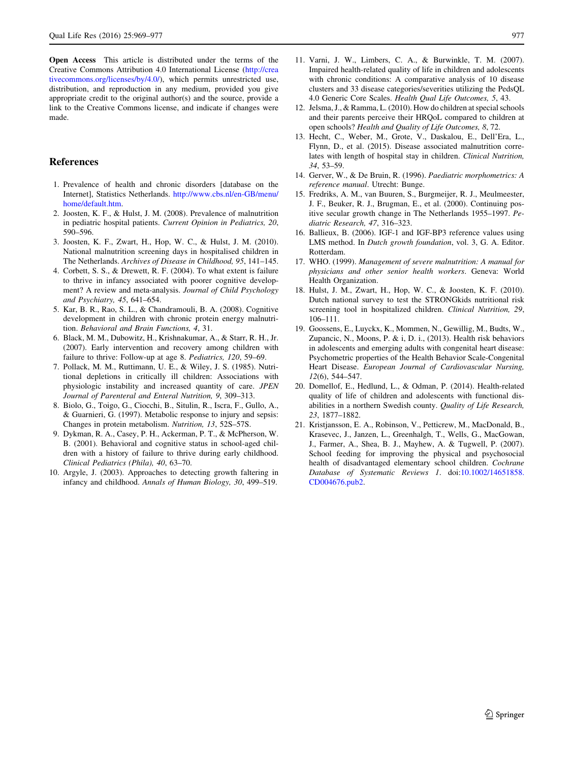**Open Access** This article is distributed under the terms of the Creative Commons Attribution 4.0 International License (http://creativecommons.org/licenses/by/4.0/), which permits unrestricted use, distribution, and reproduction in any medium, provided you give appropriate credit to the original author(s) and the source, provide a link to the Creative Commons license, and indicate if changes were made.

## References

1. Prevalence of health and chronic disorders [database on the Internet], Statistics Netherlands. http://www.cbs.nl/en-GB/menu/home/default.htm.
2. Joosten, K. F., & Hulst, J. M. (2008). Prevalence of malnutrition in pediatric hospital patients. *Current Opinion in Pediatrics, 20*, 590–596.
3. Joosten, K. F., Zwart, H., Hop, W. C., & Hulst, J. M. (2010). National malnutrition screening days in hospitalised children in The Netherlands. *Archives of Disease in Childhood, 95*, 141–145.
4. Corbett, S. S., & Drewett, R. F. (2004). To what extent is failure to thrive in infancy associated with poorer cognitive development? A review and meta-analysis. *Journal of Child Psychology and Psychiatry, 45*, 641–654.
5. Kar, B. R., Rao, S. L., & Chandramouli, B. A. (2008). Cognitive development in children with chronic protein energy malnutrition. *Behavioral and Brain Functions, 4*, 31.
6. Black, M. M., Dubowitz, H., Krishnakumar, A., & Starr, R. H., Jr. (2007). Early intervention and recovery among children with failure to thrive: Follow-up at age 8. *Pediatrics, 120*, 59–69.
7. Pollack, M. M., Ruttimann, U. E., & Wiley, J. S. (1985). Nutritional depletions in critically ill children: Associations with physiologic instability and increased quantity of care. *JPEN Journal of Parenteral and Enteral Nutrition, 9*, 309–313.
8. Biolo, G., Toigo, G., Ciocchi, B., Situlin, R., Iscra, F., Gullo, A., & Guarnieri, G. (1997). Metabolic response to injury and sepsis: Changes in protein metabolism. *Nutrition, 13*, 52S–57S.
9. Dykman, R. A., Casey, P. H., Ackerman, P. T., & McPherson, W. B. (2001). Behavioral and cognitive status in school-aged children with a history of failure to thrive during early childhood. *Clinical Pediatrics (Phila), 40*, 63–70.
10. Argyle, J. (2003). Approaches to detecting growth faltering in infancy and childhood. *Annals of Human Biology, 30*, 499–519.
11. Varni, J. W., Limbers, C. A., & Burwinkle, T. M. (2007). Impaired health-related quality of life in children and adolescents with chronic conditions: A comparative analysis of 10 disease clusters and 33 disease categories/severities utilizing the PedsQL 4.0 Generic Core Scales. *Health Qual Life Outcomes, 5*, 43.
12. Jelsma, J., & Ramma, L. (2010). How do children at special schools and their parents perceive their HRQoL compared to children at open schools? *Health and Quality of Life Outcomes, 8*, 72.
13. Hecht, C., Weber, M., Grote, V., Daskalou, E., Dell'Era, L., Flynn, D., et al. (2015). Disease associated malnutrition correlates with length of hospital stay in children. *Clinical Nutrition, 34*, 53–59.
14. Gerver, W., & De Bruin, R. (1996). *Paediatric morphometrics: A reference manual*. Utrecht: Bunge.
15. Fredriks, A. M., van Buuren, S., Burgmeijer, R. J., Meulmeester, J. F., Beuker, R. J., Brugman, E., et al. (2000). Continuing positive secular growth change in The Netherlands 1955–1997. *Pediatric Research, 47*, 316–323.
16. Ballieux, B. (2006). IGF-1 and IGF-BP3 reference values using LMS method. In *Dutch growth foundation*, vol. 3, G. A. Editor. Rotterdam.
17. WHO. (1999). *Management of severe malnutrition: A manual for physicians and other senior health workers*. Geneva: World Health Organization.
18. Hulst, J. M., Zwart, H., Hop, W. C., & Joosten, K. F. (2010). Dutch national survey to test the STRONGkids nutritional risk screening tool in hospitalized children. *Clinical Nutrition, 29*, 106–111.
19. Goossens, E., Luyckx, K., Mommen, N., Gewillig, M., Budts, W., Zupancic, N., Moons, P. & i, D. i., (2013). Health risk behaviors in adolescents and emerging adults with congenital heart disease: Psychometric properties of the Health Behavior Scale-Congenital Heart Disease. *European Journal of Cardiovascular Nursing, 12*(6), 544–547.
20. Domellof, E., Hedlund, L., & Odman, P. (2014). Health-related quality of life of children and adolescents with functional disabilities in a northern Swedish county. *Quality of Life Research, 23*, 1877–1882.
21. Kristjansson, E. A., Robinson, V., Petticrew, M., MacDonald, B., Krasevec, J., Janzen, L., Greenhalgh, T., Wells, G., MacGowan, J., Farmer, A., Shea, B. J., Mayhew, A. & Tugwell, P. (2007). School feeding for improving the physical and psychosocial health of disadvantaged elementary school children. *Cochrane Database of Systematic Reviews 1*. doi:10.1002/14651858.CD004676.pub2.